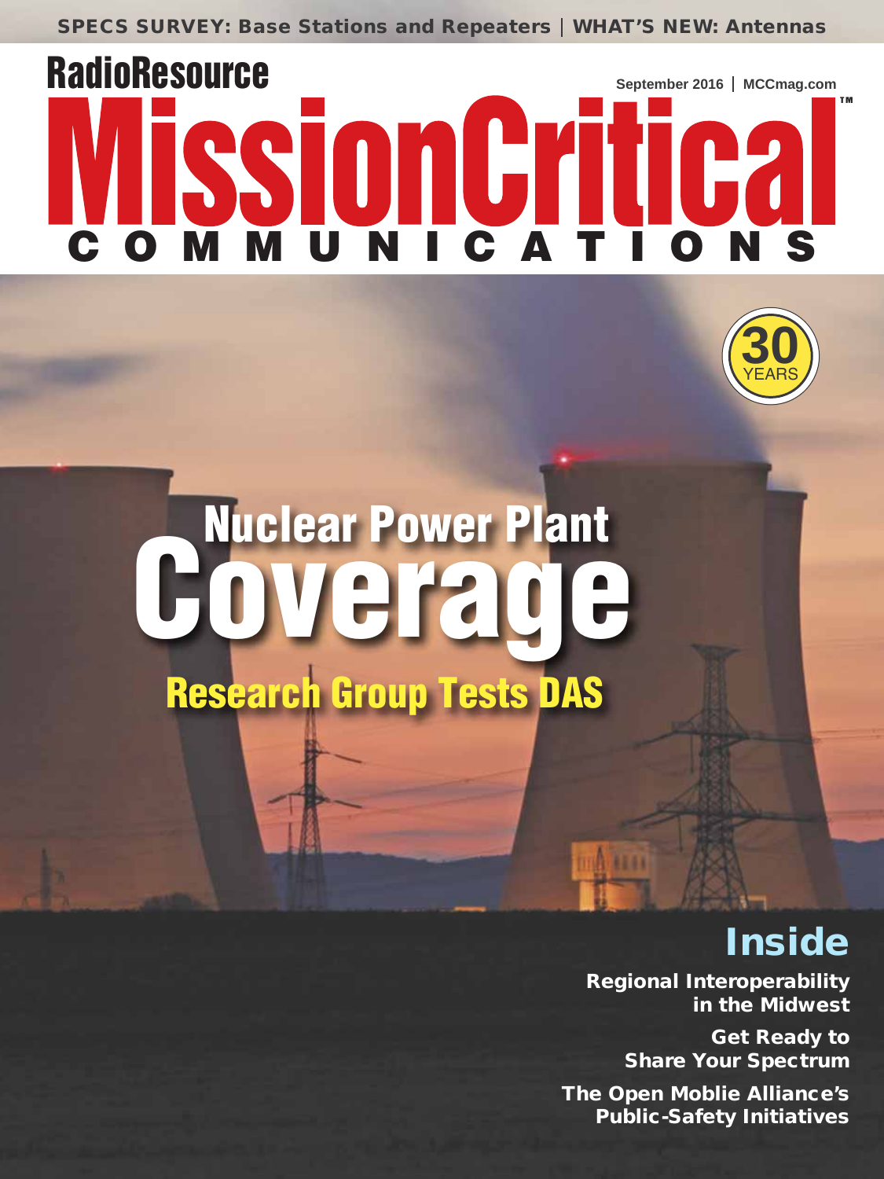SPECS SURVEY: Base Stations and Repeaters | WHAT'S NEW: Antennas

RadioResource

September 2016 | MCCmag.com

# MissionCritical COMMUNICATIONS™

30 YEARS

# Nuclear Power Plant Coverage

## Research Group Tests DAS

## Inside

**Regional Interoperability in the Midwest**

**Get Ready to Share Your Spectrum**

**The Open Moblie Alliance's Public-Safety Initiatives**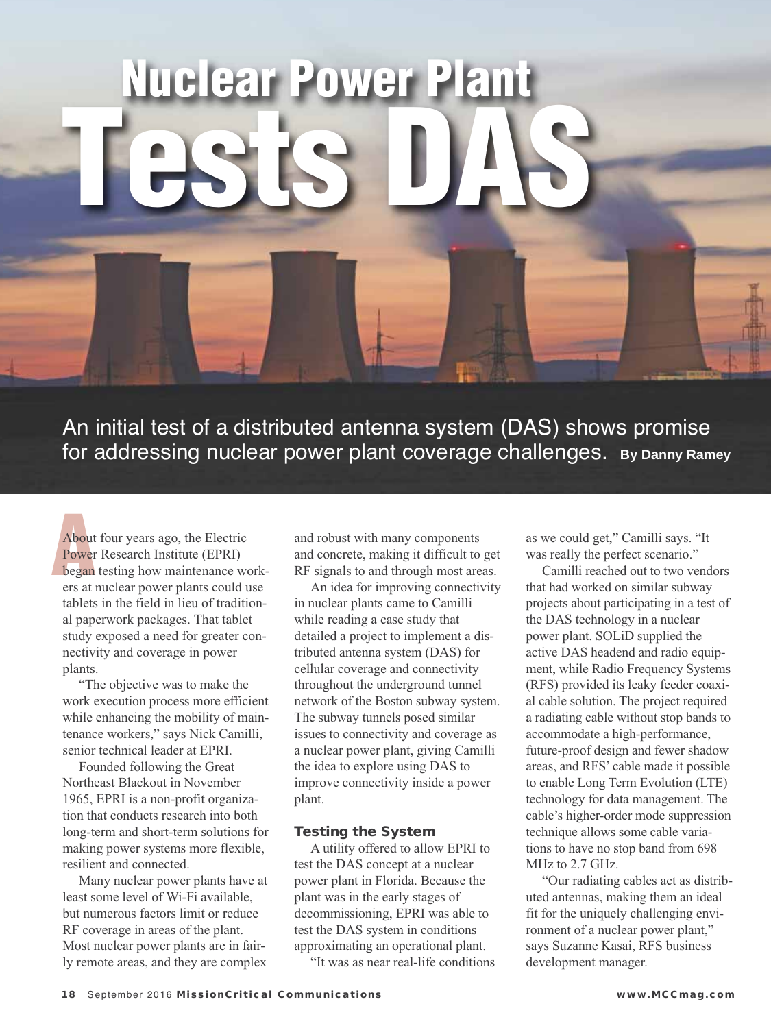# Nuclear Power Plant Tests DAS

An initial test of a distributed antenna system (DAS) shows promise for addressing nuclear power plant coverage challenges. **By Danny Ramey**

About four years ago, the Electric Power Research Institute (EPRI) began testing how maintenance workers at nuclear power plants could use tablets in the field in lieu of traditional paperwork packages. That tablet study exposed a need for greater connectivity and coverage in power plants.

"The objective was to make the work execution process more efficient while enhancing the mobility of maintenance workers," says Nick Camilli, senior technical leader at EPRI.

Founded following the Great Northeast Blackout in November 1965, EPRI is a non-profit organization that conducts research into both long-term and short-term solutions for making power systems more flexible, resilient and connected.

Many nuclear power plants have at least some level of Wi-Fi available, but numerous factors limit or reduce RF coverage in areas of the plant. Most nuclear power plants are in fairly remote areas, and they are complex and robust with many components and concrete, making it difficult to get RF signals to and through most areas.

An idea for improving connectivity in nuclear plants came to Camilli while reading a case study that detailed a project to implement a distributed antenna system (DAS) for cellular coverage and connectivity throughout the underground tunnel network of the Boston subway system. The subway tunnels posed similar issues to connectivity and coverage as a nuclear power plant, giving Camilli the idea to explore using DAS to improve connectivity inside a power plant.

### Testing the System

A utility offered to allow EPRI to test the DAS concept at a nuclear power plant in Florida. Because the plant was in the early stages of decommissioning, EPRI was able to test the DAS system in conditions approximating an operational plant.

"It was as near real-life conditions as we could get," Camilli says. "It was really the perfect scenario."

Camilli reached out to two vendors that had worked on similar subway projects about participating in a test of the DAS technology in a nuclear power plant. SOLiD supplied the active DAS headend and radio equipment, while Radio Frequency Systems (RFS) provided its leaky feeder coaxial cable solution. The project required a radiating cable without stop bands to accommodate a high-performance, future-proof design and fewer shadow areas, and RFS' cable made it possible to enable Long Term Evolution (LTE) technology for data management. The cable's higher-order mode suppression technique allows some cable variations to have no stop band from 698 MHz to 2.7 GHz.

"Our radiating cables act as distributed antennas, making them an ideal fit for the uniquely challenging environment of a nuclear power plant," says Suzanne Kasai, RFS business development manager.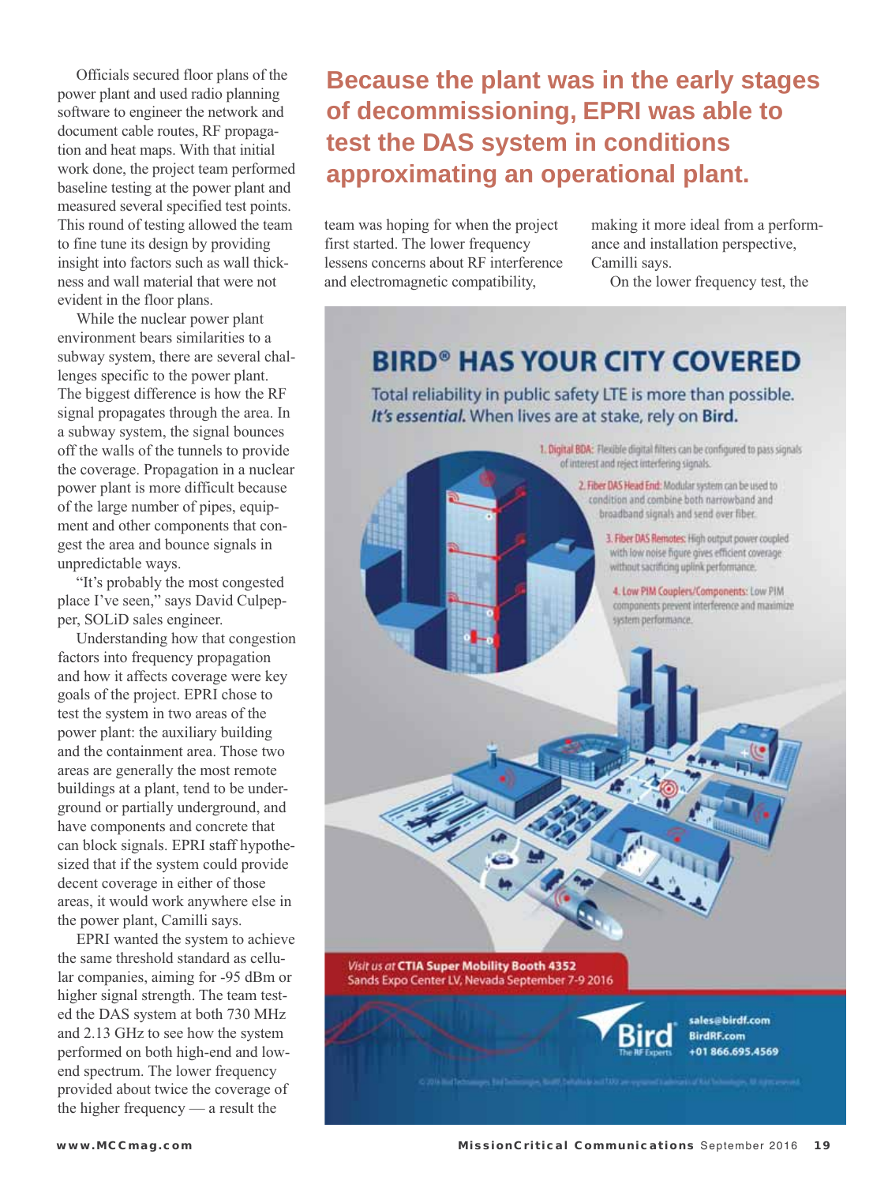Officials secured floor plans of the power plant and used radio planning software to engineer the network and document cable routes, RF propagation and heat maps. With that initial work done, the project team performed baseline testing at the power plant and measured several specified test points. This round of testing allowed the team to fine tune its design by providing insight into factors such as wall thickness and wall material that were not evident in the floor plans.

While the nuclear power plant environment bears similarities to a subway system, there are several challenges specific to the power plant. The biggest difference is how the RF signal propagates through the area. In a subway system, the signal bounces off the walls of the tunnels to provide the coverage. Propagation in a nuclear power plant is more difficult because of the large number of pipes, equipment and other components that congest the area and bounce signals in unpredictable ways.

"It's probably the most congested place I've seen," says David Culpepper, SOLiD sales engineer.

Understanding how that congestion factors into frequency propagation and how it affects coverage were key goals of the project. EPRI chose to test the system in two areas of the power plant: the auxiliary building and the containment area. Those two areas are generally the most remote buildings at a plant, tend to be underground or partially underground, and have components and concrete that can block signals. EPRI staff hypothesized that if the system could provide decent coverage in either of those areas, it would work anywhere else in the power plant, Camilli says.

EPRI wanted the system to achieve the same threshold standard as cellular companies, aiming for -95 dBm or higher signal strength. The team tested the DAS system at both 730 MHz and 2.13 GHz to see how the system performed on both high-end and low-end spectrum. The lower frequency provided about twice the coverage of the higher frequency — a result the team was hoping for when the project first started. The lower frequency lessens concerns about RF interference and electromagnetic compatibility, making it more ideal from a performance and installation perspective, Camilli says.

**Because the plant was in the early stages of decommissioning, EPRI was able to test the DAS system in conditions approximating an operational plant.**

On the lower frequency test, the

---

# BIRD® HAS YOUR CITY COVERED

Total reliability in public safety LTE is more than possible. *It's essential.* When lives are at stake, rely on **Bird.**

1. **Digital BDA:** Flexible digital filters can be configured to pass signals of interest and reject interfering signals.
2. **Fiber DAS Head End:** Modular system can be used to condition and combine both narrowband and broadband signals and send over fiber.
3. **Fiber DAS Remotes:** High output power coupled with low noise figure gives efficient coverage without sacrificing uplink performance.
4. **Low PIM Couplers/Components:** Low PIM components prevent interference and maximize system performance.

*Visit us at* **CTIA Super Mobility Booth 4352**
Sands Expo Center LV, Nevada September 7-9 2016

Bird — The RF Experts
sales@birdrf.com
BirdRF.com
+01 866.695.4569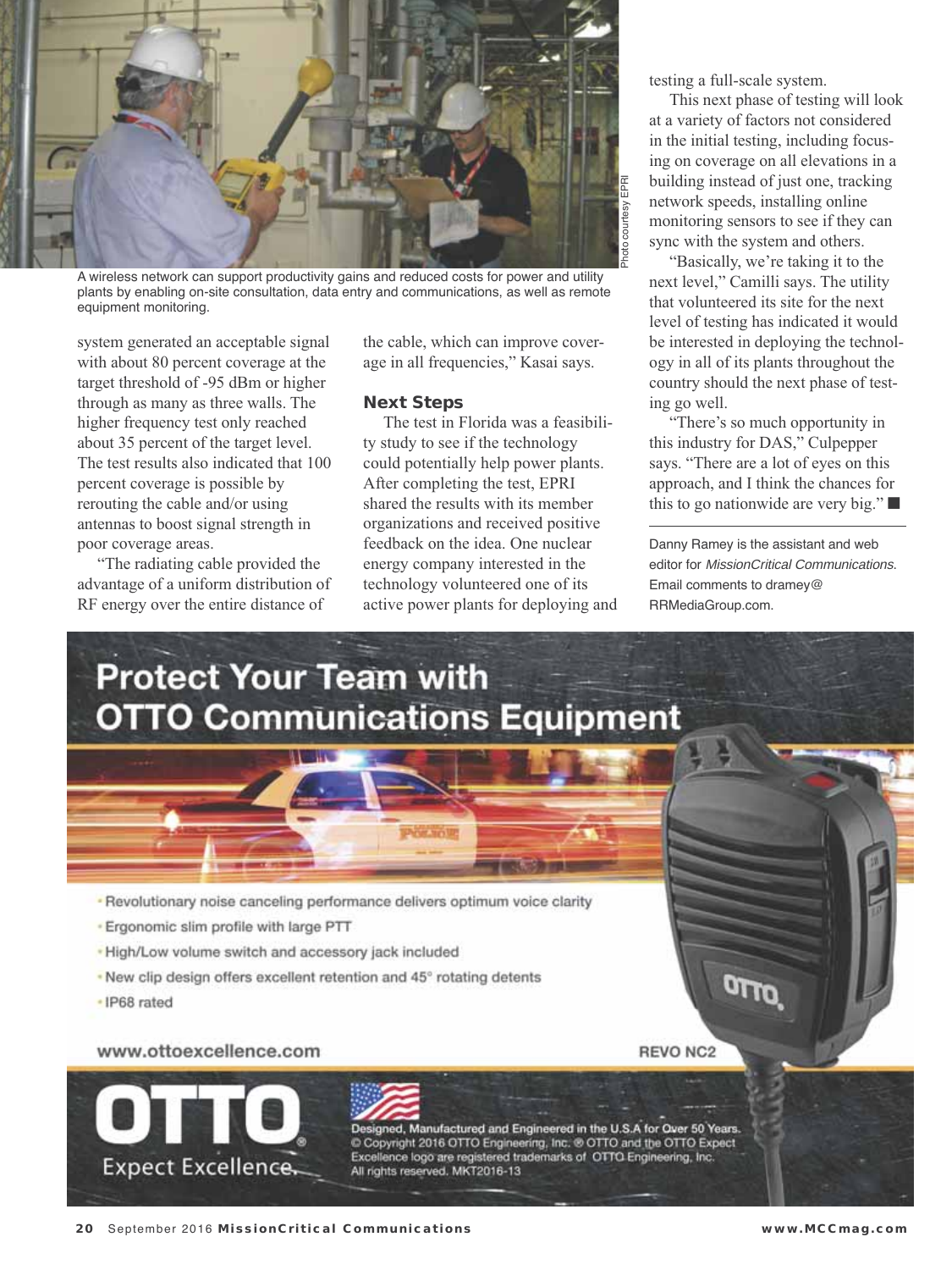A wireless network can support productivity gains and reduced costs for power and utility plants by enabling on-site consultation, data entry and communications, as well as remote equipment monitoring.

Photo courtesy EPRI

system generated an acceptable signal with about 80 percent coverage at the target threshold of -95 dBm or higher through as many as three walls. The higher frequency test only reached about 35 percent of the target level. The test results also indicated that 100 percent coverage is possible by rerouting the cable and/or using antennas to boost signal strength in poor coverage areas.

"The radiating cable provided the advantage of a uniform distribution of RF energy over the entire distance of the cable, which can improve coverage in all frequencies," Kasai says.

### Next Steps

The test in Florida was a feasibility study to see if the technology could potentially help power plants. After completing the test, EPRI shared the results with its member organizations and received positive feedback on the idea. One nuclear energy company interested in the technology volunteered one of its active power plants for deploying and testing a full-scale system.

This next phase of testing will look at a variety of factors not considered in the initial testing, including focusing on coverage on all elevations in a building instead of just one, tracking network speeds, installing online monitoring sensors to see if they can sync with the system and others.

"Basically, we're taking it to the next level," Camilli says. The utility that volunteered its site for the next level of testing has indicated it would be interested in deploying the technology in all of its plants throughout the country should the next phase of testing go well.

"There's so much opportunity in this industry for DAS," Culpepper says. "There are a lot of eyes on this approach, and I think the chances for this to go nationwide are very big." ■

Danny Ramey is the assistant and web editor for *MissionCritical Communications*. Email comments to dramey@RRMediaGroup.com.

## Protect Your Team with OTTO Communications Equipment

- Revolutionary noise canceling performance delivers optimum voice clarity
- Ergonomic slim profile with large PTT
- High/Low volume switch and accessory jack included
- New clip design offers excellent retention and 45° rotating detents
- IP68 rated

www.ottoexcellence.com

REVO NC2

OTTO Expect Excellence.

Designed, Manufactured and Engineered in the U.S.A for Over 50 Years.
© Copyright 2016 OTTO Engineering, Inc. ® OTTO and the OTTO Expect Excellence logo are registered trademarks of OTTO Engineering, Inc. All rights reserved. MKT2016-13